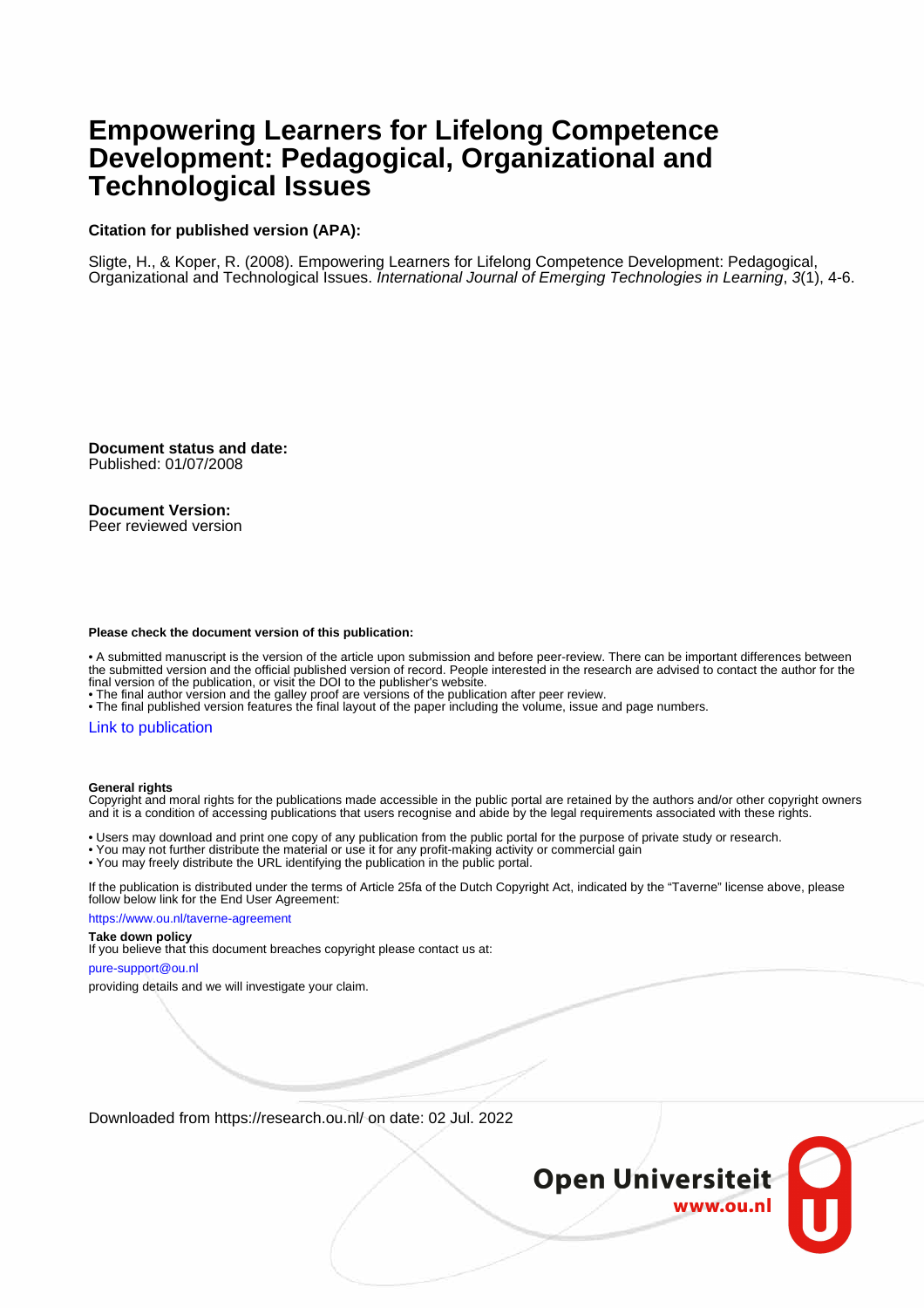# Empowering Learners for Lifelong Competence Development: Pedagogical, Organizational and Technological Issues

**Citation for published version (APA):**

Sligte, H., & Koper, R. (2008). Empowering Learners for Lifelong Competence Development: Pedagogical, Organizational and Technological Issues. *International Journal of Emerging Technologies in Learning*, *3*(1), 4-6.

**Document status and date:**
Published: 01/07/2008

**Document Version:**
Peer reviewed version

**Please check the document version of this publication:**

- A submitted manuscript is the version of the article upon submission and before peer-review. There can be important differences between the submitted version and the official published version of record. People interested in the research are advised to contact the author for the final version of the publication, or visit the DOI to the publisher's website.
- The final author version and the galley proof are versions of the publication after peer review.
- The final published version features the final layout of the paper including the volume, issue and page numbers.

Link to publication

**General rights**
Copyright and moral rights for the publications made accessible in the public portal are retained by the authors and/or other copyright owners and it is a condition of accessing publications that users recognise and abide by the legal requirements associated with these rights.

- Users may download and print one copy of any publication from the public portal for the purpose of private study or research.
- You may not further distribute the material or use it for any profit-making activity or commercial gain
- You may freely distribute the URL identifying the publication in the public portal.

If the publication is distributed under the terms of Article 25fa of the Dutch Copyright Act, indicated by the "Taverne" license above, please follow below link for the End User Agreement:

https://www.ou.nl/taverne-agreement

**Take down policy**
If you believe that this document breaches copyright please contact us at:

pure-support@ou.nl

providing details and we will investigate your claim.

Downloaded from https://research.ou.nl/ on date: 02 Jul. 2022

Open Universiteit
www.ou.nl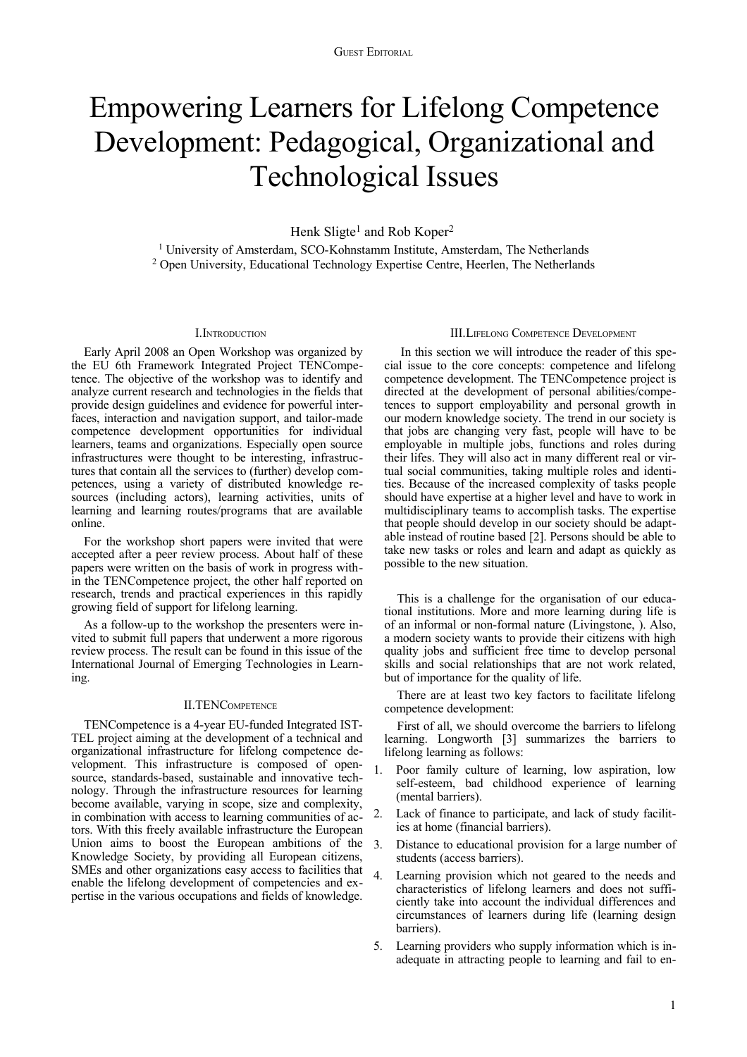Guest Editorial

# Empowering Learners for Lifelong Competence Development: Pedagogical, Organizational and Technological Issues

Henk Sligte[1] and Rob Koper[2]

[1] University of Amsterdam, SCO-Kohnstamm Institute, Amsterdam, The Netherlands
[2] Open University, Educational Technology Expertise Centre, Heerlen, The Netherlands

## I. Introduction

Early April 2008 an Open Workshop was organized by the EU 6th Framework Integrated Project TENCompetence. The objective of the workshop was to identify and analyze current research and technologies in the fields that provide design guidelines and evidence for powerful interfaces, interaction and navigation support, and tailor-made competence development opportunities for individual learners, teams and organizations. Especially open source infrastructures were thought to be interesting, infrastructures that contain all the services to (further) develop competences, using a variety of distributed knowledge resources (including actors), learning activities, units of learning and learning routes/programs that are available online.

For the workshop short papers were invited that were accepted after a peer review process. About half of these papers were written on the basis of work in progress within the TENCompetence project, the other half reported on research, trends and practical experiences in this rapidly growing field of support for lifelong learning.

As a follow-up to the workshop the presenters were invited to submit full papers that underwent a more rigorous review process. The result can be found in this issue of the International Journal of Emerging Technologies in Learning.

## II. TENCompetence

TENCompetence is a 4-year EU-funded Integrated IST-TEL project aiming at the development of a technical and organizational infrastructure for lifelong competence development. This infrastructure is composed of open-source, standards-based, sustainable and innovative technology. Through the infrastructure resources for learning become available, varying in scope, size and complexity, in combination with access to learning communities of actors. With this freely available infrastructure the European Union aims to boost the European ambitions of the Knowledge Society, by providing all European citizens, SMEs and other organizations easy access to facilities that enable the lifelong development of competencies and expertise in the various occupations and fields of knowledge.

## III. Lifelong Competence Development

In this section we will introduce the reader of this special issue to the core concepts: competence and lifelong competence development. The TENCompetence project is directed at the development of personal abilities/competences to support employability and personal growth in our modern knowledge society. The trend in our society is that jobs are changing very fast, people will have to be employable in multiple jobs, functions and roles during their lifes. They will also act in many different real or virtual social communities, taking multiple roles and identities. Because of the increased complexity of tasks people should have expertise at a higher level and have to work in multidisciplinary teams to accomplish tasks. The expertise that people should develop in our society should be adaptable instead of routine based [2]. Persons should be able to take new tasks or roles and learn and adapt as quickly as possible to the new situation.

This is a challenge for the organisation of our educational institutions. More and more learning during life is of an informal or non-formal nature (Livingstone, ). Also, a modern society wants to provide their citizens with high quality jobs and sufficient free time to develop personal skills and social relationships that are not work related, but of importance for the quality of life.

There are at least two key factors to facilitate lifelong competence development:

First of all, we should overcome the barriers to lifelong learning. Longworth [3] summarizes the barriers to lifelong learning as follows:

1. Poor family culture of learning, low aspiration, low self-esteem, bad childhood experience of learning (mental barriers).
2. Lack of finance to participate, and lack of study facilities at home (financial barriers).
3. Distance to educational provision for a large number of students (access barriers).
4. Learning provision which not geared to the needs and characteristics of lifelong learners and does not sufficiently take into account the individual differences and circumstances of learners during life (learning design barriers).
5. Learning providers who supply information which is inadequate in attracting people to learning and fail to en-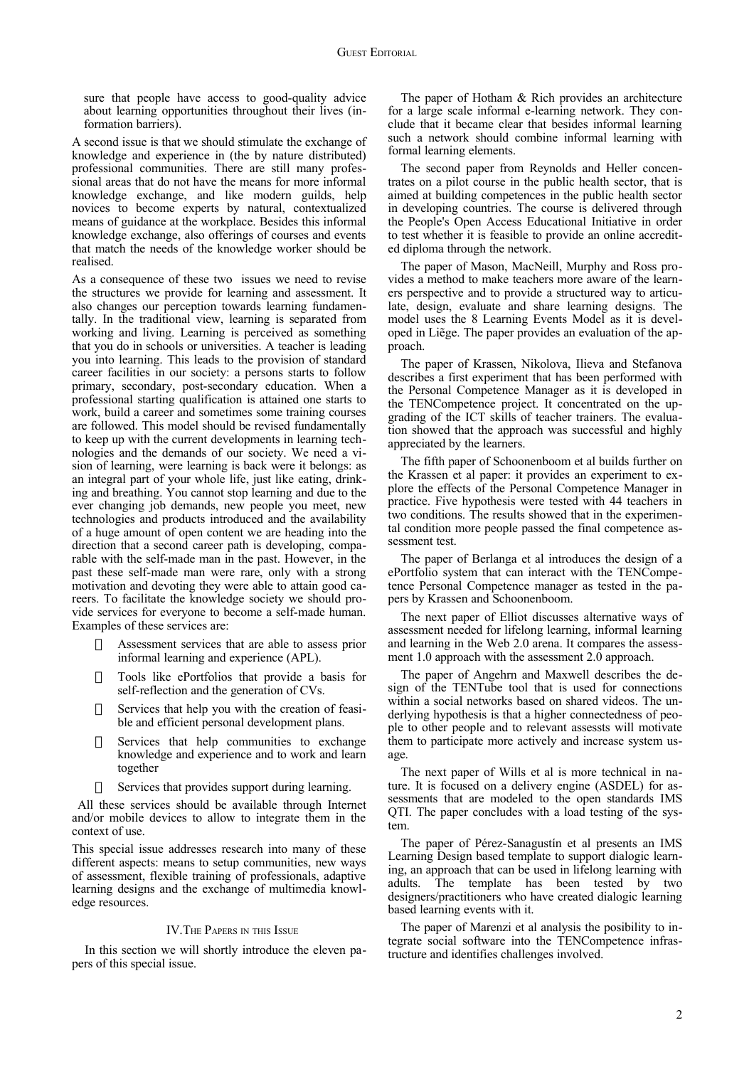sure that people have access to good-quality advice about learning opportunities throughout their lives (information barriers).

A second issue is that we should stimulate the exchange of knowledge and experience in (the by nature distributed) professional communities. There are still many professional areas that do not have the means for more informal knowledge exchange, and like modern guilds, help novices to become experts by natural, contextualized means of guidance at the workplace. Besides this informal knowledge exchange, also offerings of courses and events that match the needs of the knowledge worker should be realised.

As a consequence of these two issues we need to revise the structures we provide for learning and assessment. It also changes our perception towards learning fundamentally. In the traditional view, learning is separated from working and living. Learning is perceived as something that you do in schools or universities. A teacher is leading you into learning. This leads to the provision of standard career facilities in our society: a persons starts to follow primary, secondary, post-secondary education. When a professional starting qualification is attained one starts to work, build a career and sometimes some training courses are followed. This model should be revised fundamentally to keep up with the current developments in learning technologies and the demands of our society. We need a vision of learning, were learning is back were it belongs: as an integral part of your whole life, just like eating, drinking and breathing. You cannot stop learning and due to the ever changing job demands, new people you meet, new technologies and products introduced and the availability of a huge amount of open content we are heading into the direction that a second career path is developing, comparable with the self-made man in the past. However, in the past these self-made man were rare, only with a strong motivation and devoting they were able to attain good careers. To facilitate the knowledge society we should provide services for everyone to become a self-made human. Examples of these services are:

- Assessment services that are able to assess prior informal learning and experience (APL).
- Tools like ePortfolios that provide a basis for self-reflection and the generation of CVs.
- Services that help you with the creation of feasible and efficient personal development plans.
- Services that help communities to exchange knowledge and experience and to work and learn together
- Services that provides support during learning.

All these services should be available through Internet and/or mobile devices to allow to integrate them in the context of use.

This special issue addresses research into many of these different aspects: means to setup communities, new ways of assessment, flexible training of professionals, adaptive learning designs and the exchange of multimedia knowledge resources.

## IV. The Papers in this Issue

In this section we will shortly introduce the eleven papers of this special issue.

The paper of Hotham & Rich provides an architecture for a large scale informal e-learning network. They conclude that it became clear that besides informal learning such a network should combine informal learning with formal learning elements.

The second paper from Reynolds and Heller concentrates on a pilot course in the public health sector, that is aimed at building competences in the public health sector in developing countries. The course is delivered through the People's Open Access Educational Initiative in order to test whether it is feasible to provide an online accredited diploma through the network.

The paper of Mason, MacNeill, Murphy and Ross provides a method to make teachers more aware of the learners perspective and to provide a structured way to articulate, design, evaluate and share learning designs. The model uses the 8 Learning Events Model as it is developed in Liẽge. The paper provides an evaluation of the approach.

The paper of Krassen, Nikolova, Ilieva and Stefanova describes a first experiment that has been performed with the Personal Competence Manager as it is developed in the TENCompetence project. It concentrated on the upgrading of the ICT skills of teacher trainers. The evaluation showed that the approach was successful and highly appreciated by the learners.

The fifth paper of Schoonenboom et al builds further on the Krassen et al paper: it provides an experiment to explore the effects of the Personal Competence Manager in practice. Five hypothesis were tested with 44 teachers in two conditions. The results showed that in the experimental condition more people passed the final competence assessment test.

The paper of Berlanga et al introduces the design of a ePortfolio system that can interact with the TENCompetence Personal Competence manager as tested in the papers by Krassen and Schoonenboom.

The next paper of Elliot discusses alternative ways of assessment needed for lifelong learning, informal learning and learning in the Web 2.0 arena. It compares the assessment 1.0 approach with the assessment 2.0 approach.

The paper of Angehrn and Maxwell describes the design of the TENTube tool that is used for connections within a social networks based on shared videos. The underlying hypothesis is that a higher connectedness of people to other people and to relevant assessts will motivate them to participate more actively and increase system usage.

The next paper of Wills et al is more technical in nature. It is focused on a delivery engine (ASDEL) for assessments that are modeled to the open standards IMS QTI. The paper concludes with a load testing of the system.

The paper of Pérez-Sanagustín et al presents an IMS Learning Design based template to support dialogic learning, an approach that can be used in lifelong learning with adults. The template has been tested by two designers/practitioners who have created dialogic learning based learning events with it.

The paper of Marenzi et al analysis the posibility to integrate social software into the TENCompetence infrastructure and identifies challenges involved.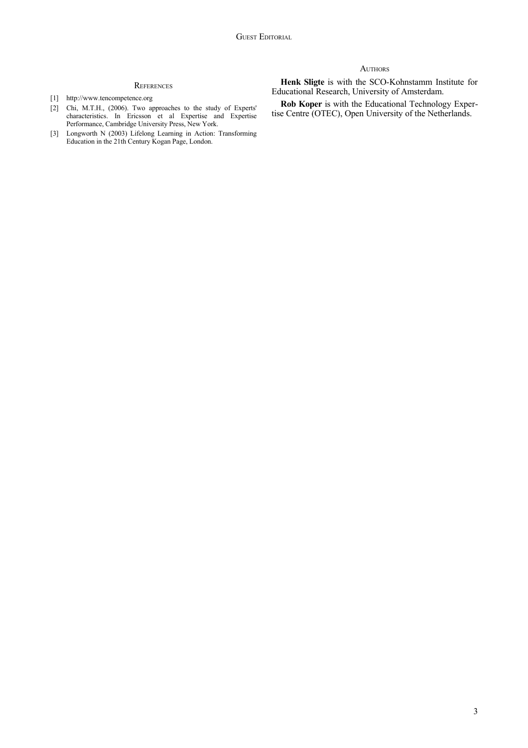## References

[1] http://www.tencompetence.org

[2] Chi, M.T.H., (2006). Two approaches to the study of Experts' characteristics. In Ericsson et al Expertise and Expertise Performance, Cambridge University Press, New York.

[3] Longworth N (2003) Lifelong Learning in Action: Transforming Education in the 21th Century Kogan Page, London.

## Authors

**Henk Sligte** is with the SCO-Kohnstamm Institute for Educational Research, University of Amsterdam.

**Rob Koper** is with the Educational Technology Expertise Centre (OTEC), Open University of the Netherlands.